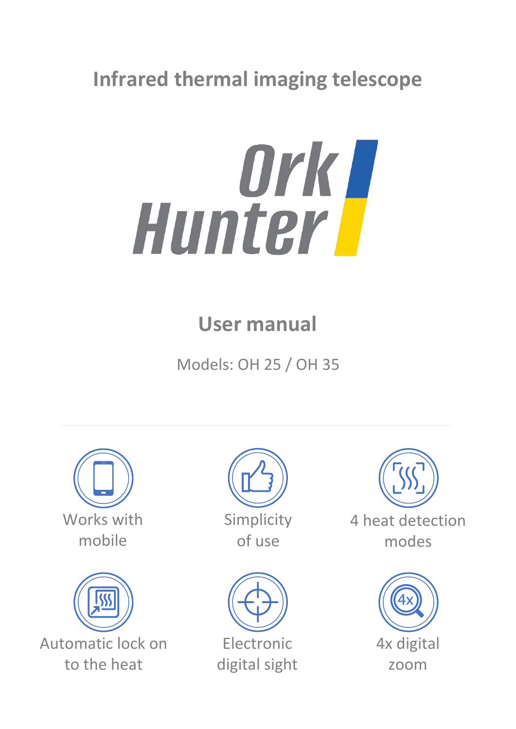# Infrared thermal imaging telescope

# Ork Hunter

## User manual

Models: OH 25 / OH 35

Works with mobile

Simplicity of use

4 heat detection modes

Automatic lock on to the heat

Electronic digital sight

4x digital zoom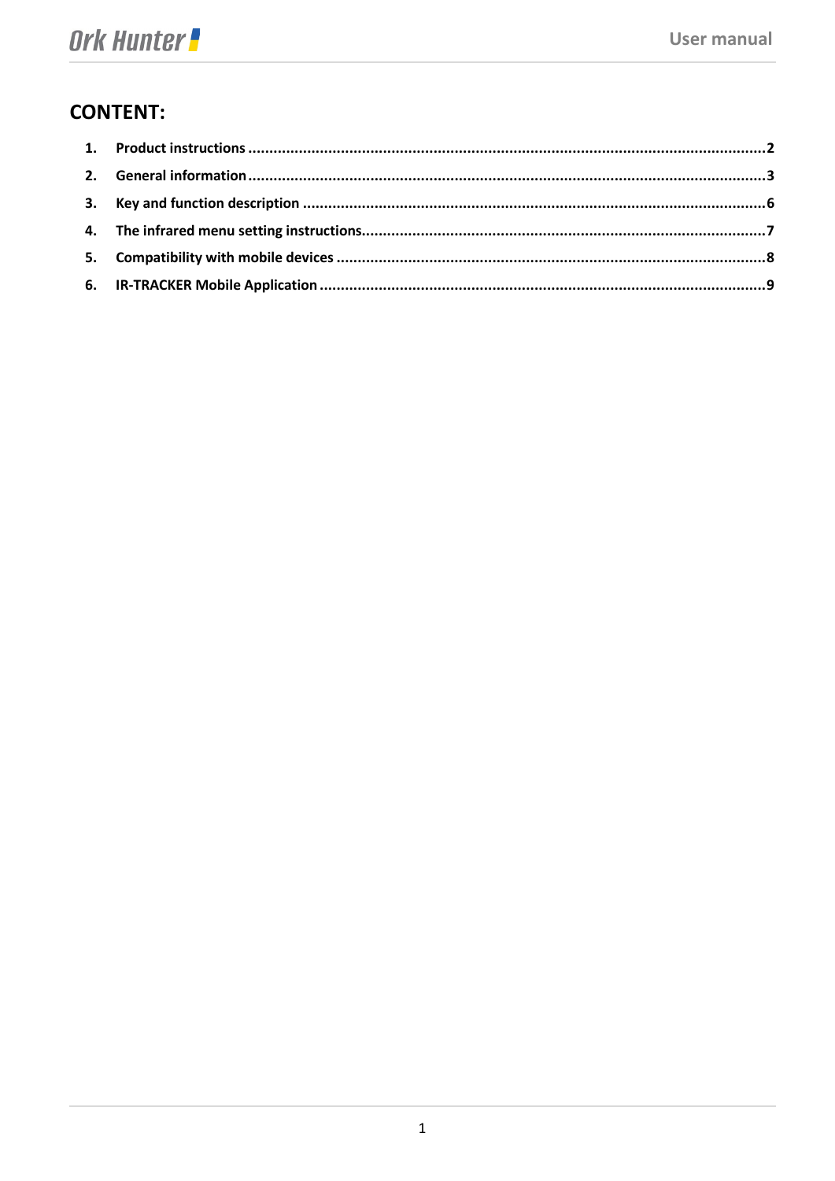# CONTENT:

1. **Product instructions** .......... 2
2. **General information** .......... 3
3. **Key and function description** .......... 6
4. **The infrared menu setting instructions** .......... 7
5. **Compatibility with mobile devices** .......... 8
6. **IR-TRACKER Mobile Application** .......... 9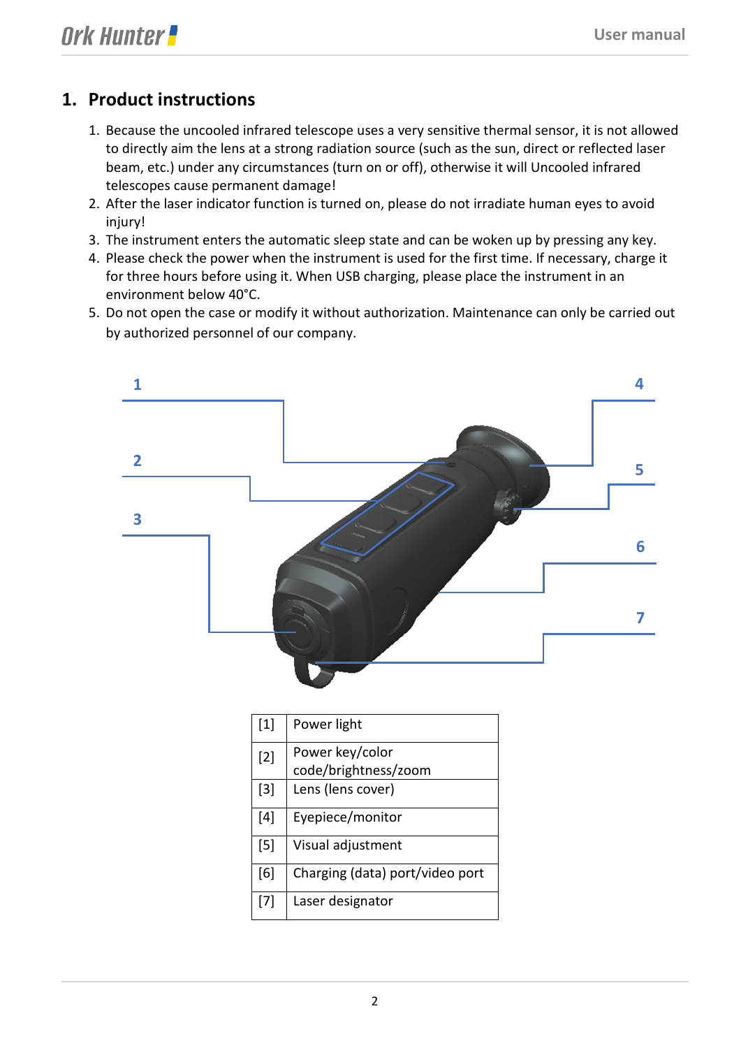## 1. Product instructions

1. Because the uncooled infrared telescope uses a very sensitive thermal sensor, it is not allowed to directly aim the lens at a strong radiation source (such as the sun, direct or reflected laser beam, etc.) under any circumstances (turn on or off), otherwise it will Uncooled infrared telescopes cause permanent damage!
2. After the laser indicator function is turned on, please do not irradiate human eyes to avoid injury!
3. The instrument enters the automatic sleep state and can be woken up by pressing any key.
4. Please check the power when the instrument is used for the first time. If necessary, charge it for three hours before using it. When USB charging, please place the instrument in an environment below 40°C.
5. Do not open the case or modify it without authorization. Maintenance can only be carried out by authorized personnel of our company.

| [1] | Power light |
|---|---|
| [2] | Power key/color code/brightness/zoom |
| [3] | Lens (lens cover) |
| [4] | Eyepiece/monitor |
| [5] | Visual adjustment |
| [6] | Charging (data) port/video port |
| [7] | Laser designator |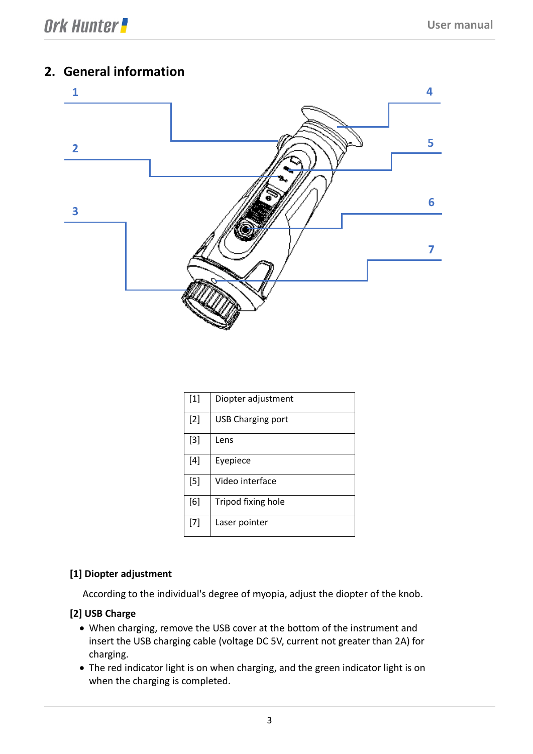## 2. General information

| [1] | Diopter adjustment |
|---|---|
| [2] | USB Charging port |
| [3] | Lens |
| [4] | Eyepiece |
| [5] | Video interface |
| [6] | Tripod fixing hole |
| [7] | Laser pointer |

**[1] Diopter adjustment**

According to the individual's degree of myopia, adjust the diopter of the knob.

**[2] USB Charge**

- When charging, remove the USB cover at the bottom of the instrument and insert the USB charging cable (voltage DC 5V, current not greater than 2A) for charging.
- The red indicator light is on when charging, and the green indicator light is on when the charging is completed.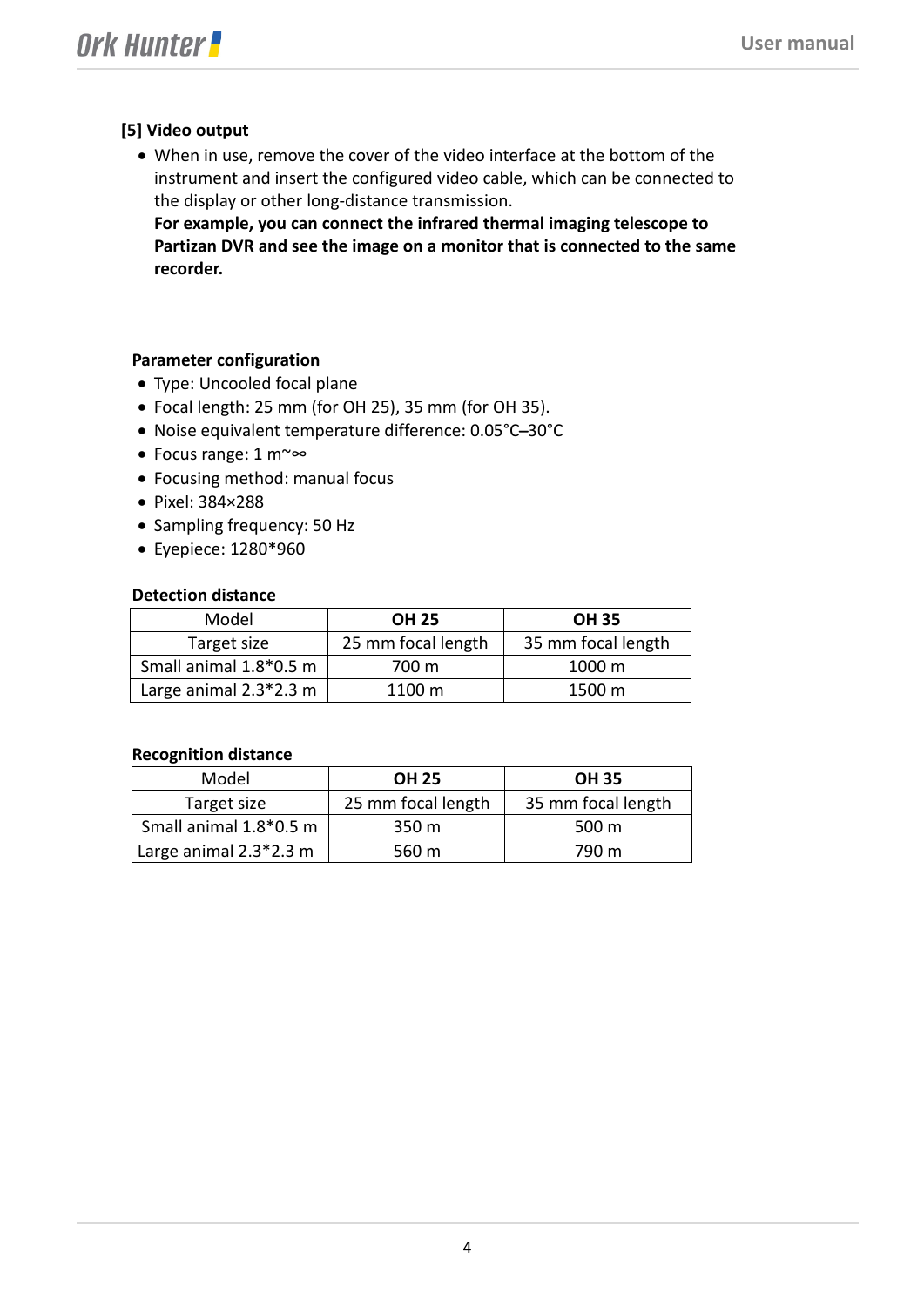### [5] Video output

- When in use, remove the cover of the video interface at the bottom of the instrument and insert the configured video cable, which can be connected to the display or other long-distance transmission.
  **For example, you can connect the infrared thermal imaging telescope to Partizan DVR and see the image on a monitor that is connected to the same recorder.**

### Parameter configuration

- Type: Uncooled focal plane
- Focal length: 25 mm (for OH 25), 35 mm (for OH 35).
- Noise equivalent temperature difference: 0.05°C–30°C
- Focus range: 1 m~∞
- Focusing method: manual focus
- Pixel: 384×288
- Sampling frequency: 50 Hz
- Eyepiece: 1280*960

### Detection distance

| Model | **OH 25** | **OH 35** |
|---|---|---|
| Target size | 25 mm focal length | 35 mm focal length |
| Small animal 1.8*0.5 m | 700 m | 1000 m |
| Large animal 2.3*2.3 m | 1100 m | 1500 m |

### Recognition distance

| Model | **OH 25** | **OH 35** |
|---|---|---|
| Target size | 25 mm focal length | 35 mm focal length |
| Small animal 1.8*0.5 m | 350 m | 500 m |
| Large animal 2.3*2.3 m | 560 m | 790 m |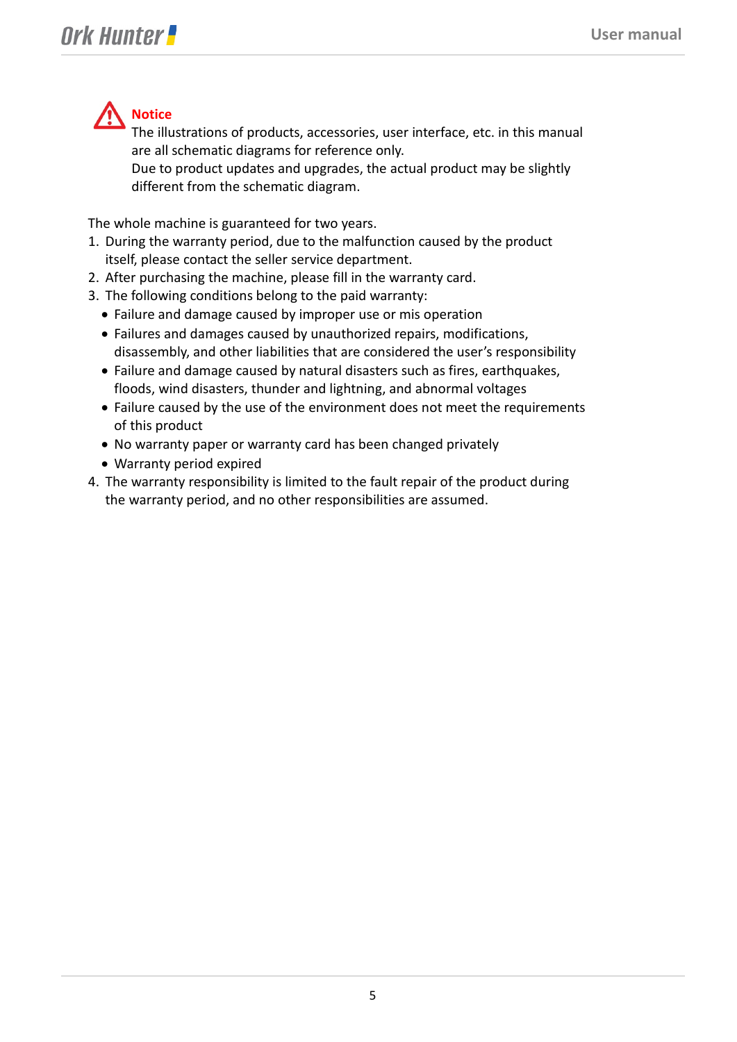**Notice**

The illustrations of products, accessories, user interface, etc. in this manual are all schematic diagrams for reference only.
Due to product updates and upgrades, the actual product may be slightly different from the schematic diagram.

The whole machine is guaranteed for two years.

1. During the warranty period, due to the malfunction caused by the product itself, please contact the seller service department.
2. After purchasing the machine, please fill in the warranty card.
3. The following conditions belong to the paid warranty:
   - Failure and damage caused by improper use or mis operation
   - Failures and damages caused by unauthorized repairs, modifications, disassembly, and other liabilities that are considered the user's responsibility
   - Failure and damage caused by natural disasters such as fires, earthquakes, floods, wind disasters, thunder and lightning, and abnormal voltages
   - Failure caused by the use of the environment does not meet the requirements of this product
   - No warranty paper or warranty card has been changed privately
   - Warranty period expired
4. The warranty responsibility is limited to the fault repair of the product during the warranty period, and no other responsibilities are assumed.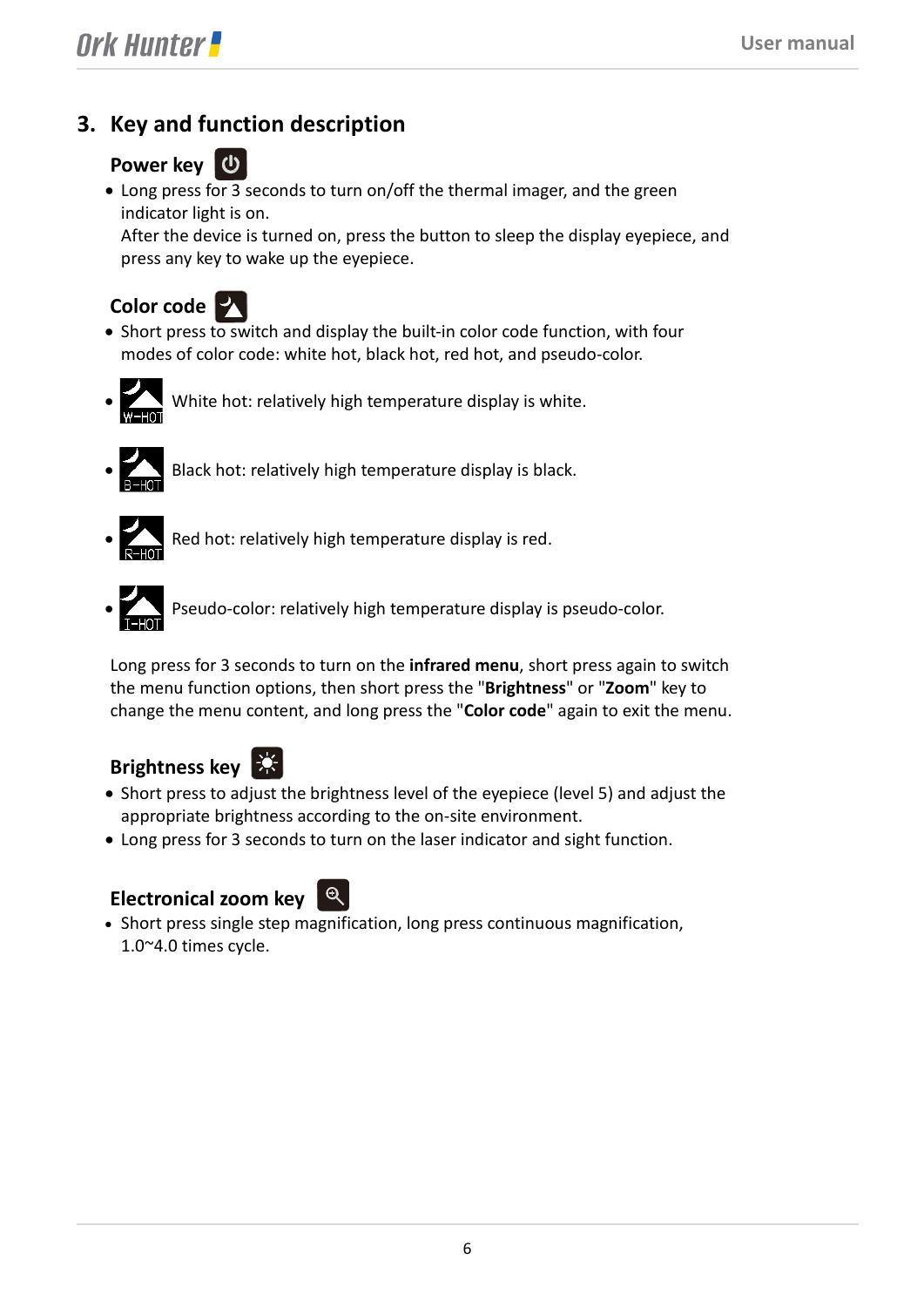## 3. Key and function description

### Power key

- Long press for 3 seconds to turn on/off the thermal imager, and the green indicator light is on.
  After the device is turned on, press the button to sleep the display eyepiece, and press any key to wake up the eyepiece.

### Color code

- Short press to switch and display the built-in color code function, with four modes of color code: white hot, black hot, red hot, and pseudo-color.

- White hot: relatively high temperature display is white.
- Black hot: relatively high temperature display is black.
- Red hot: relatively high temperature display is red.
- Pseudo-color: relatively high temperature display is pseudo-color.

Long press for 3 seconds to turn on the **infrared menu**, short press again to switch the menu function options, then short press the "**Brightness**" or "**Zoom**" key to change the menu content, and long press the "**Color code**" again to exit the menu.

### Brightness key

- Short press to adjust the brightness level of the eyepiece (level 5) and adjust the appropriate brightness according to the on-site environment.
- Long press for 3 seconds to turn on the laser indicator and sight function.

### Electronical zoom key

- Short press single step magnification, long press continuous magnification, 1.0~4.0 times cycle.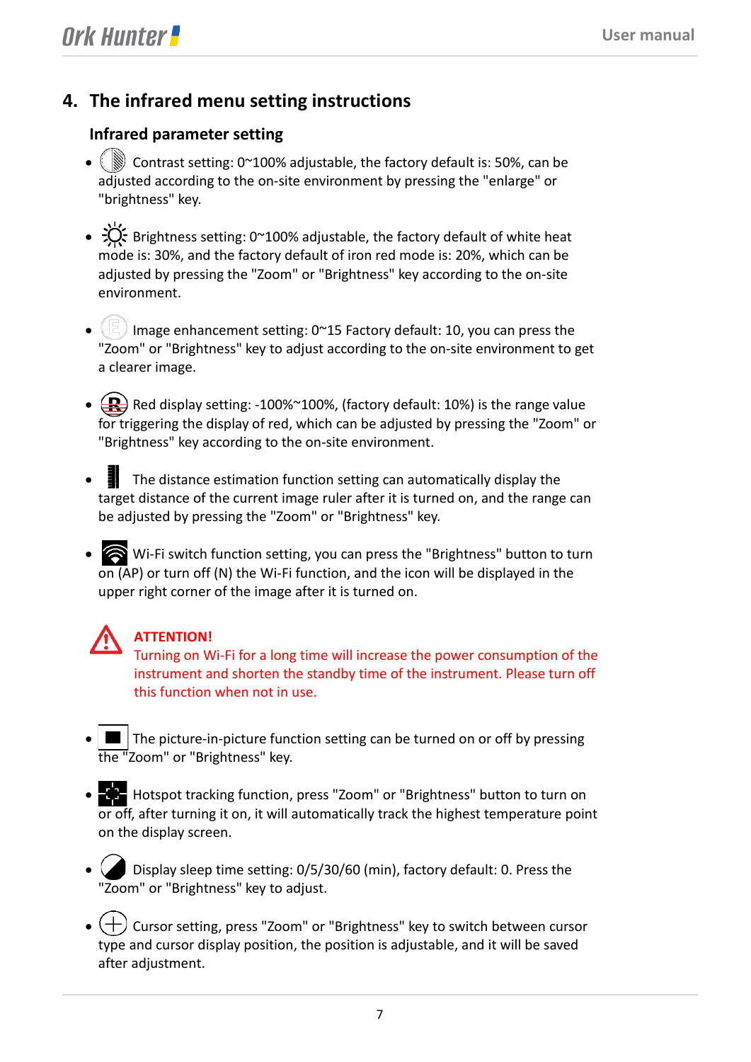## 4. The infrared menu setting instructions

### Infrared parameter setting

- Contrast setting: 0~100% adjustable, the factory default is: 50%, can be adjusted according to the on-site environment by pressing the "enlarge" or "brightness" key.

- Brightness setting: 0~100% adjustable, the factory default of white heat mode is: 30%, and the factory default of iron red mode is: 20%, which can be adjusted by pressing the "Zoom" or "Brightness" key according to the on-site environment.

- Image enhancement setting: 0~15 Factory default: 10, you can press the "Zoom" or "Brightness" key to adjust according to the on-site environment to get a clearer image.

- Red display setting: -100%~100%, (factory default: 10%) is the range value for triggering the display of red, which can be adjusted by pressing the "Zoom" or "Brightness" key according to the on-site environment.

- The distance estimation function setting can automatically display the target distance of the current image ruler after it is turned on, and the range can be adjusted by pressing the "Zoom" or "Brightness" key.

- Wi-Fi switch function setting, you can press the "Brightness" button to turn on (AP) or turn off (N) the Wi-Fi function, and the icon will be displayed in the upper right corner of the image after it is turned on.

**ATTENTION!**
Turning on Wi-Fi for a long time will increase the power consumption of the instrument and shorten the standby time of the instrument. Please turn off this function when not in use.

- The picture-in-picture function setting can be turned on or off by pressing the "Zoom" or "Brightness" key.

- Hotspot tracking function, press "Zoom" or "Brightness" button to turn on or off, after turning it on, it will automatically track the highest temperature point on the display screen.

- Display sleep time setting: 0/5/30/60 (min), factory default: 0. Press the "Zoom" or "Brightness" key to adjust.

- Cursor setting, press "Zoom" or "Brightness" key to switch between cursor type and cursor display position, the position is adjustable, and it will be saved after adjustment.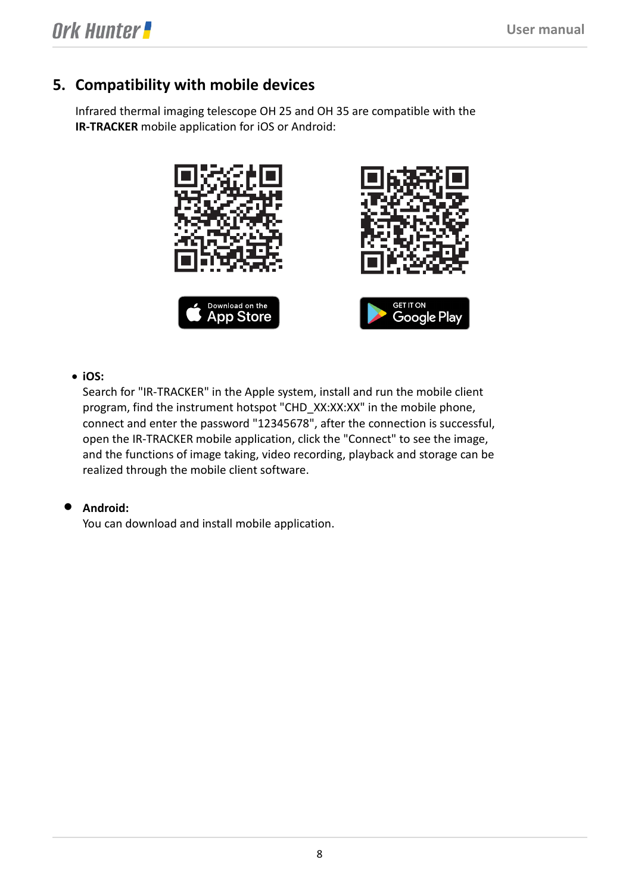## 5. Compatibility with mobile devices

Infrared thermal imaging telescope OH 25 and OH 35 are compatible with the **IR-TRACKER** mobile application for iOS or Android:

Download on the App Store

GET IT ON Google Play

- **iOS:**
  Search for "IR-TRACKER" in the Apple system, install and run the mobile client program, find the instrument hotspot "CHD_XX:XX:XX" in the mobile phone, connect and enter the password "12345678", after the connection is successful, open the IR-TRACKER mobile application, click the "Connect" to see the image, and the functions of image taking, video recording, playback and storage can be realized through the mobile client software.

- **Android:**
  You can download and install mobile application.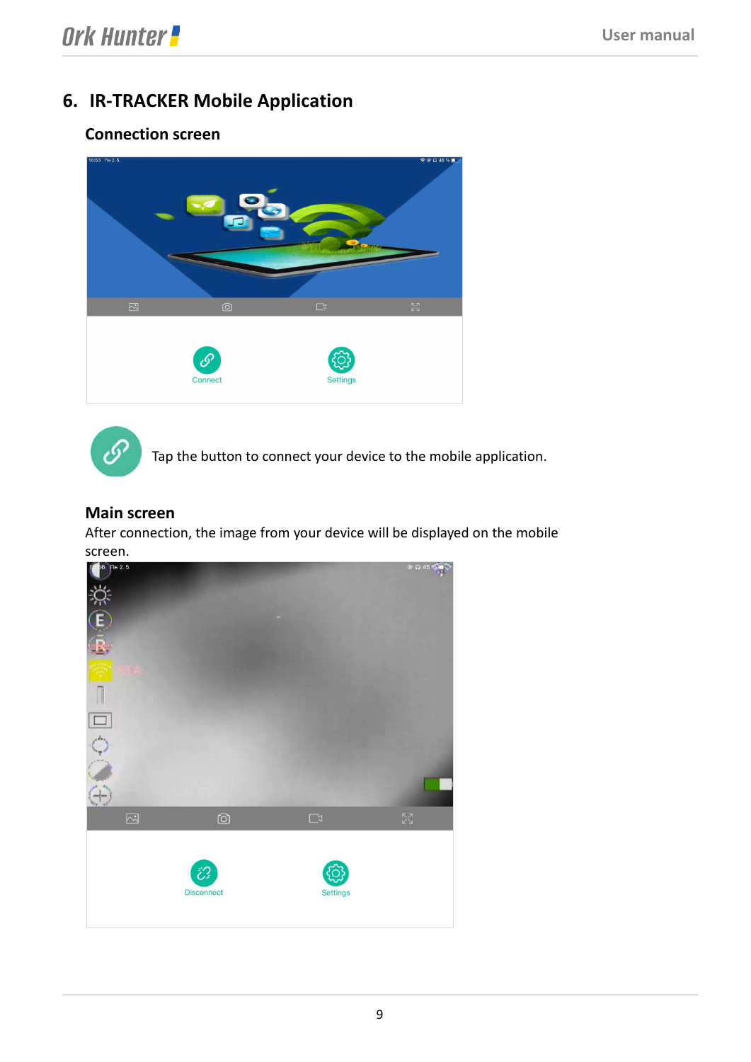# 6. IR-TRACKER Mobile Application

### Connection screen

Tap the button to connect your device to the mobile application.

### Main screen

After connection, the image from your device will be displayed on the mobile screen.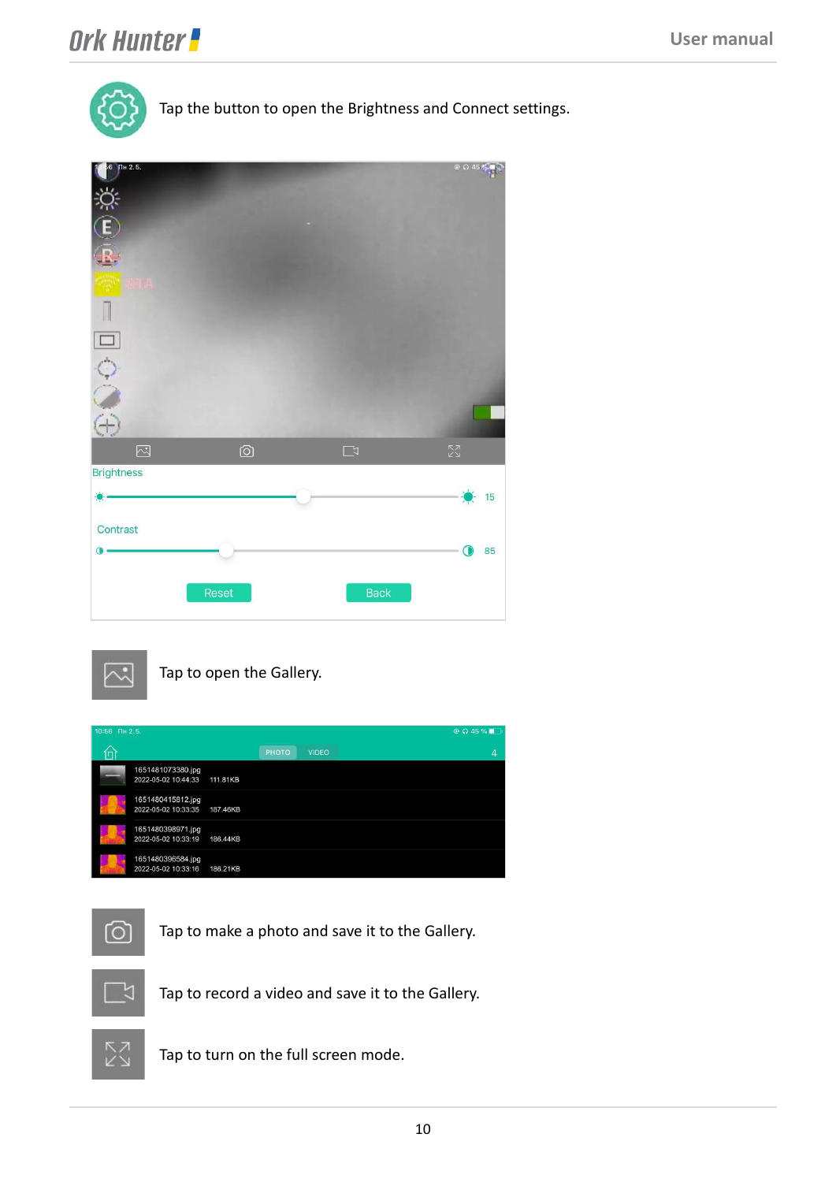Tap the button to open the Brightness and Connect settings.

Tap to open the Gallery.

Tap to make a photo and save it to the Gallery.

Tap to record a video and save it to the Gallery.

Tap to turn on the full screen mode.